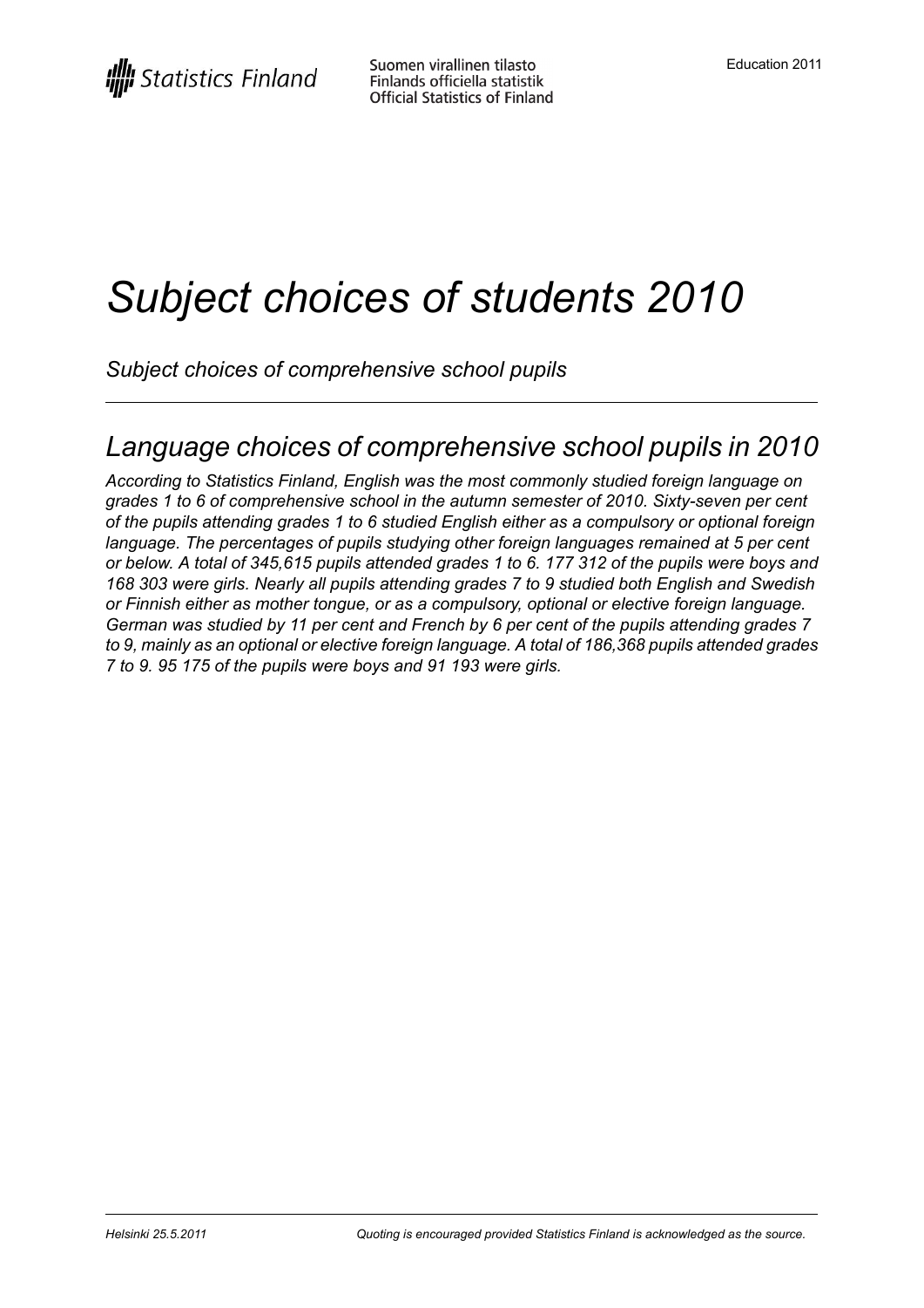# *Subject choices of students 2010*

*Subject choices of comprehensive school pupils*

## *Language choices of comprehensive school pupils in 2010*

***According to Statistics Finland, English was the most commonly studied foreign language on grades 1 to 6 of comprehensive school in the autumn semester of 2010. Sixty-seven per cent of the pupils attending grades 1 to 6 studied English either as a compulsory or optional foreign language. The percentages of pupils studying other foreign languages remained at 5 per cent or below. A total of 345,615 pupils attended grades 1 to 6. 177 312 of the pupils were boys and 168 303 were girls. Nearly all pupils attending grades 7 to 9 studied both English and Swedish or Finnish either as mother tongue, or as a compulsory, optional or elective foreign language. German was studied by 11 per cent and French by 6 per cent of the pupils attending grades 7 to 9, mainly as an optional or elective foreign language. A total of 186,368 pupils attended grades 7 to 9. 95 175 of the pupils were boys and 91 193 were girls.***

*Helsinki 25.5.2011* *Quoting is encouraged provided Statistics Finland is acknowledged as the source.*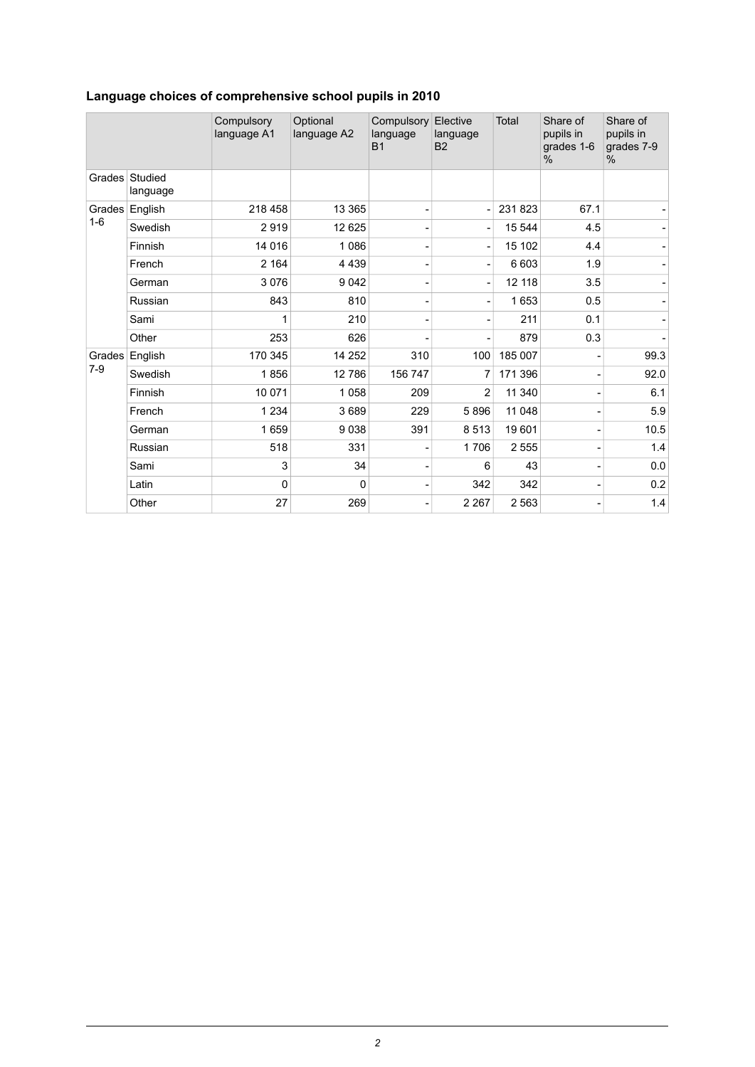## Language choices of comprehensive school pupils in 2010

| | | Compulsory language A1 | Optional language A2 | Compulsory language B1 | Elective language B2 | Total | Share of pupils in grades 1-6 % | Share of pupils in grades 7-9 % |
|---|---|---|---|---|---|---|---|---|
| Grades | Studied language | | | | | | | |
| Grades 1-6 | English | 218 458 | 13 365 | - | - | 231 823 | 67.1 | - |
| | Swedish | 2 919 | 12 625 | - | - | 15 544 | 4.5 | - |
| | Finnish | 14 016 | 1 086 | - | - | 15 102 | 4.4 | - |
| | French | 2 164 | 4 439 | - | - | 6 603 | 1.9 | - |
| | German | 3 076 | 9 042 | - | - | 12 118 | 3.5 | - |
| | Russian | 843 | 810 | - | - | 1 653 | 0.5 | - |
| | Sami | 1 | 210 | - | - | 211 | 0.1 | - |
| | Other | 253 | 626 | - | - | 879 | 0.3 | - |
| Grades 7-9 | English | 170 345 | 14 252 | 310 | 100 | 185 007 | - | 99.3 |
| | Swedish | 1 856 | 12 786 | 156 747 | 7 | 171 396 | - | 92.0 |
| | Finnish | 10 071 | 1 058 | 209 | 2 | 11 340 | - | 6.1 |
| | French | 1 234 | 3 689 | 229 | 5 896 | 11 048 | - | 5.9 |
| | German | 1 659 | 9 038 | 391 | 8 513 | 19 601 | - | 10.5 |
| | Russian | 518 | 331 | - | 1 706 | 2 555 | - | 1.4 |
| | Sami | 3 | 34 | - | 6 | 43 | - | 0.0 |
| | Latin | 0 | 0 | - | 342 | 342 | - | 0.2 |
| | Other | 27 | 269 | - | 2 267 | 2 563 | - | 1.4 |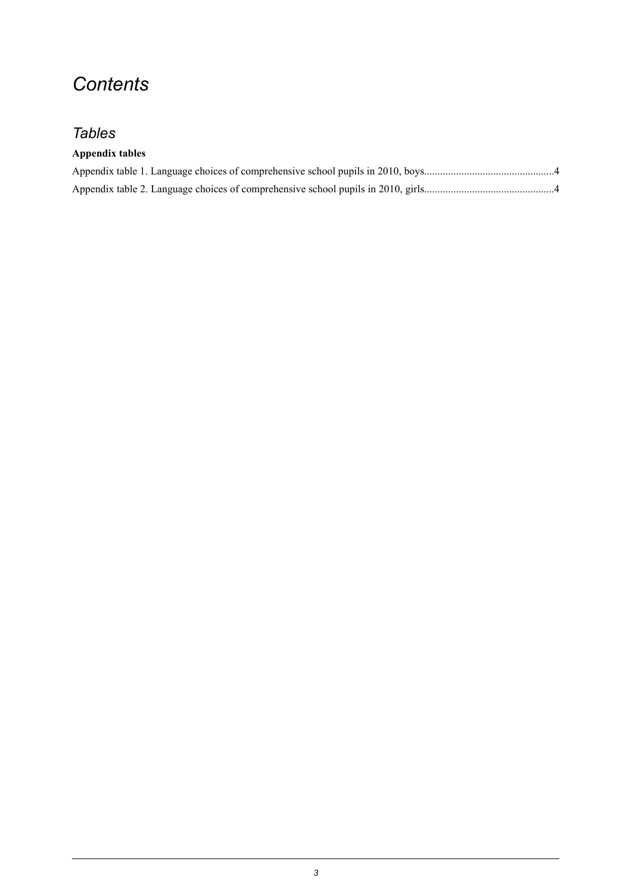# *Contents*

## *Tables*

**Appendix tables**

Appendix table 1. Language choices of comprehensive school pupils in 2010, boys.................................................4

Appendix table 2. Language choices of comprehensive school pupils in 2010, girls.................................................4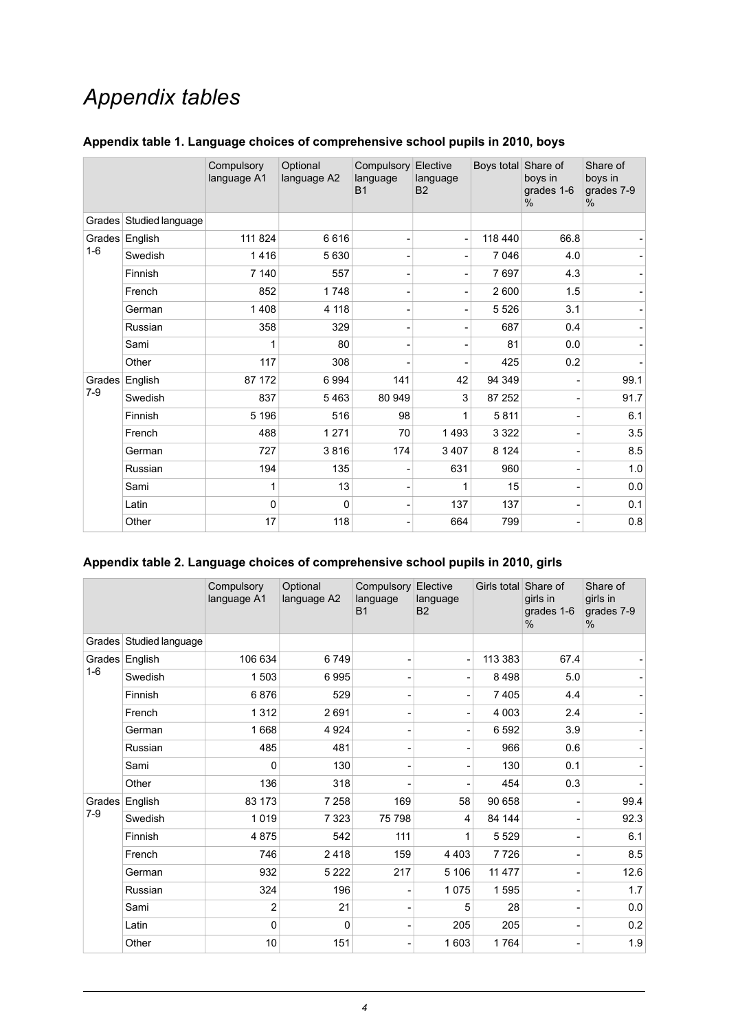# *Appendix tables*

### Appendix table 1. Language choices of comprehensive school pupils in 2010, boys

| | | Compulsory language A1 | Optional language A2 | Compulsory language B1 | Elective language B2 | Boys total | Share of boys in grades 1-6 % | Share of boys in grades 7-9 % |
|---|---|---|---|---|---|---|---|---|
| Grades | Studied language | | | | | | | |
| Grades 1-6 | English | 111 824 | 6 616 | - | - | 118 440 | 66.8 | - |
| | Swedish | 1 416 | 5 630 | - | - | 7 046 | 4.0 | - |
| | Finnish | 7 140 | 557 | - | - | 7 697 | 4.3 | - |
| | French | 852 | 1 748 | - | - | 2 600 | 1.5 | - |
| | German | 1 408 | 4 118 | - | - | 5 526 | 3.1 | - |
| | Russian | 358 | 329 | - | - | 687 | 0.4 | - |
| | Sami | 1 | 80 | - | - | 81 | 0.0 | - |
| | Other | 117 | 308 | - | - | 425 | 0.2 | - |
| Grades 7-9 | English | 87 172 | 6 994 | 141 | 42 | 94 349 | - | 99.1 |
| | Swedish | 837 | 5 463 | 80 949 | 3 | 87 252 | - | 91.7 |
| | Finnish | 5 196 | 516 | 98 | 1 | 5 811 | - | 6.1 |
| | French | 488 | 1 271 | 70 | 1 493 | 3 322 | - | 3.5 |
| | German | 727 | 3 816 | 174 | 3 407 | 8 124 | - | 8.5 |
| | Russian | 194 | 135 | - | 631 | 960 | - | 1.0 |
| | Sami | 1 | 13 | - | 1 | 15 | - | 0.0 |
| | Latin | 0 | 0 | - | 137 | 137 | - | 0.1 |
| | Other | 17 | 118 | - | 664 | 799 | - | 0.8 |

### Appendix table 2. Language choices of comprehensive school pupils in 2010, girls

| | | Compulsory language A1 | Optional language A2 | Compulsory language B1 | Elective language B2 | Girls total | Share of girls in grades 1-6 % | Share of girls in grades 7-9 % |
|---|---|---|---|---|---|---|---|---|
| Grades | Studied language | | | | | | | |
| Grades 1-6 | English | 106 634 | 6 749 | - | - | 113 383 | 67.4 | - |
| | Swedish | 1 503 | 6 995 | - | - | 8 498 | 5.0 | - |
| | Finnish | 6 876 | 529 | - | - | 7 405 | 4.4 | - |
| | French | 1 312 | 2 691 | - | - | 4 003 | 2.4 | - |
| | German | 1 668 | 4 924 | - | - | 6 592 | 3.9 | - |
| | Russian | 485 | 481 | - | - | 966 | 0.6 | - |
| | Sami | 0 | 130 | - | - | 130 | 0.1 | - |
| | Other | 136 | 318 | - | - | 454 | 0.3 | - |
| Grades 7-9 | English | 83 173 | 7 258 | 169 | 58 | 90 658 | - | 99.4 |
| | Swedish | 1 019 | 7 323 | 75 798 | 4 | 84 144 | - | 92.3 |
| | Finnish | 4 875 | 542 | 111 | 1 | 5 529 | - | 6.1 |
| | French | 746 | 2 418 | 159 | 4 403 | 7 726 | - | 8.5 |
| | German | 932 | 5 222 | 217 | 5 106 | 11 477 | - | 12.6 |
| | Russian | 324 | 196 | - | 1 075 | 1 595 | - | 1.7 |
| | Sami | 2 | 21 | - | 5 | 28 | - | 0.0 |
| | Latin | 0 | 0 | - | 205 | 205 | - | 0.2 |
| | Other | 10 | 151 | - | 1 603 | 1 764 | - | 1.9 |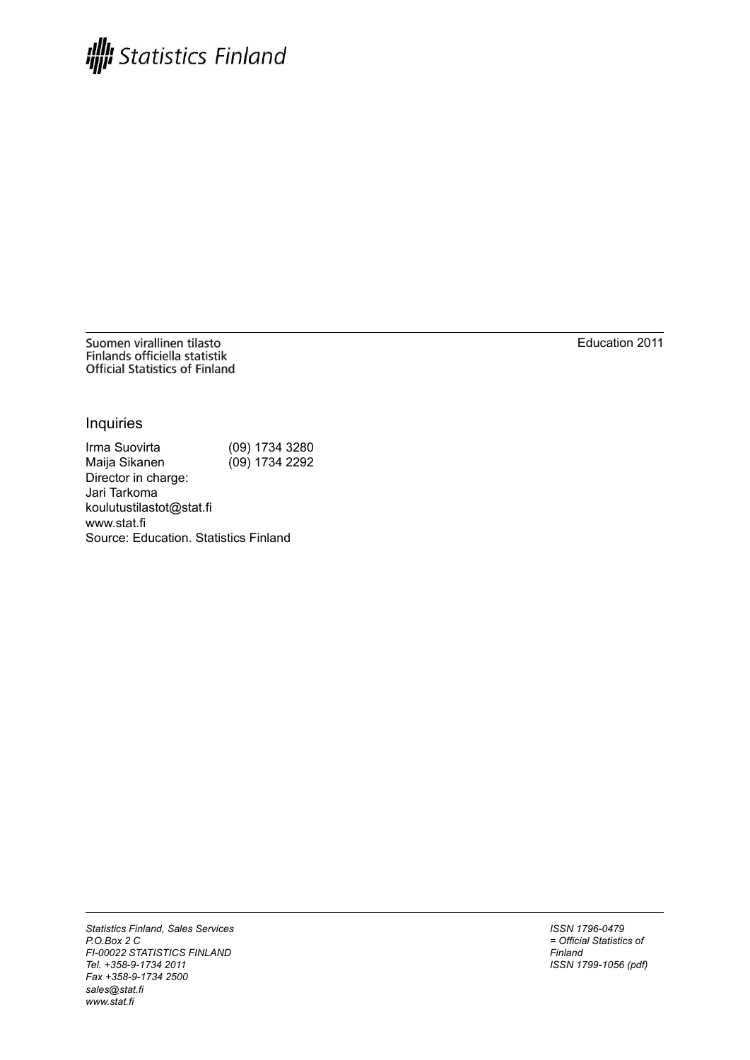Statistics Finland

Suomen virallinen tilasto
Finlands officiella statistik
**Official Statistics of Finland**

Education 2011

## Inquiries

Irma Suovirta (09) 1734 3280
Maija Sikanen (09) 1734 2292
Director in charge:
Jari Tarkoma
koulutustilastot@stat.fi
www.stat.fi
Source: Education. Statistics Finland

*Statistics Finland, Sales Services*
*P.O.Box 2 C*
*FI-00022 STATISTICS FINLAND*
*Tel. +358-9-1734 2011*
*Fax +358-9-1734 2500*
*sales@stat.fi*
*www.stat.fi*

*ISSN 1796-0479*
*= Official Statistics of Finland*
*ISSN 1799-1056 (pdf)*